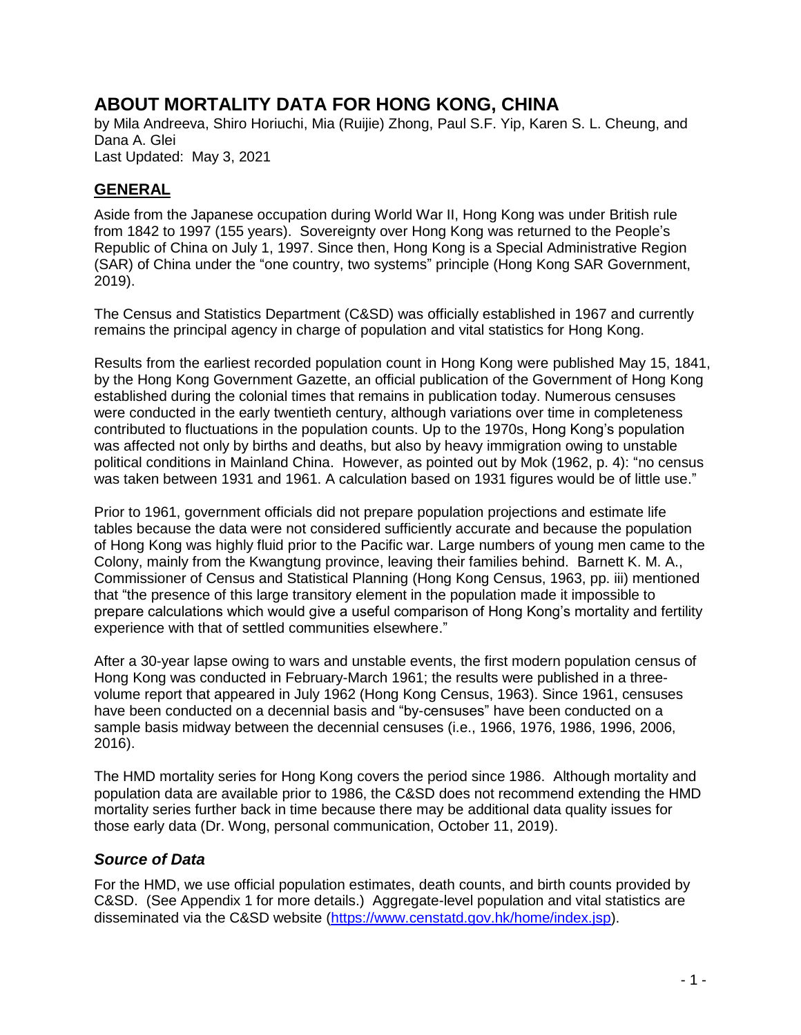# ABOUT MORTALITY DATA FOR HONG KONG, CHINA

by Mila Andreeva, Shiro Horiuchi, Mia (Ruijie) Zhong, Paul S.F. Yip, Karen S. L. Cheung, and Dana A. Glei

Last Updated: May 3, 2021

## GENERAL

Aside from the Japanese occupation during World War II, Hong Kong was under British rule from 1842 to 1997 (155 years). Sovereignty over Hong Kong was returned to the People's Republic of China on July 1, 1997. Since then, Hong Kong is a Special Administrative Region (SAR) of China under the "one country, two systems" principle (Hong Kong SAR Government, 2019).

The Census and Statistics Department (C&SD) was officially established in 1967 and currently remains the principal agency in charge of population and vital statistics for Hong Kong.

Results from the earliest recorded population count in Hong Kong were published May 15, 1841, by the Hong Kong Government Gazette, an official publication of the Government of Hong Kong established during the colonial times that remains in publication today. Numerous censuses were conducted in the early twentieth century, although variations over time in completeness contributed to fluctuations in the population counts. Up to the 1970s, Hong Kong's population was affected not only by births and deaths, but also by heavy immigration owing to unstable political conditions in Mainland China. However, as pointed out by Mok (1962, p. 4): "no census was taken between 1931 and 1961. A calculation based on 1931 figures would be of little use."

Prior to 1961, government officials did not prepare population projections and estimate life tables because the data were not considered sufficiently accurate and because the population of Hong Kong was highly fluid prior to the Pacific war. Large numbers of young men came to the Colony, mainly from the Kwangtung province, leaving their families behind. Barnett K. M. A., Commissioner of Census and Statistical Planning (Hong Kong Census, 1963, pp. iii) mentioned that "the presence of this large transitory element in the population made it impossible to prepare calculations which would give a useful comparison of Hong Kong's mortality and fertility experience with that of settled communities elsewhere."

After a 30-year lapse owing to wars and unstable events, the first modern population census of Hong Kong was conducted in February-March 1961; the results were published in a three-volume report that appeared in July 1962 (Hong Kong Census, 1963). Since 1961, censuses have been conducted on a decennial basis and "by-censuses" have been conducted on a sample basis midway between the decennial censuses (i.e., 1966, 1976, 1986, 1996, 2006, 2016).

The HMD mortality series for Hong Kong covers the period since 1986. Although mortality and population data are available prior to 1986, the C&SD does not recommend extending the HMD mortality series further back in time because there may be additional data quality issues for those early data (Dr. Wong, personal communication, October 11, 2019).

### *Source of Data*

For the HMD, we use official population estimates, death counts, and birth counts provided by C&SD. (See Appendix 1 for more details.) Aggregate-level population and vital statistics are disseminated via the C&SD website (https://www.censtatd.gov.hk/home/index.jsp).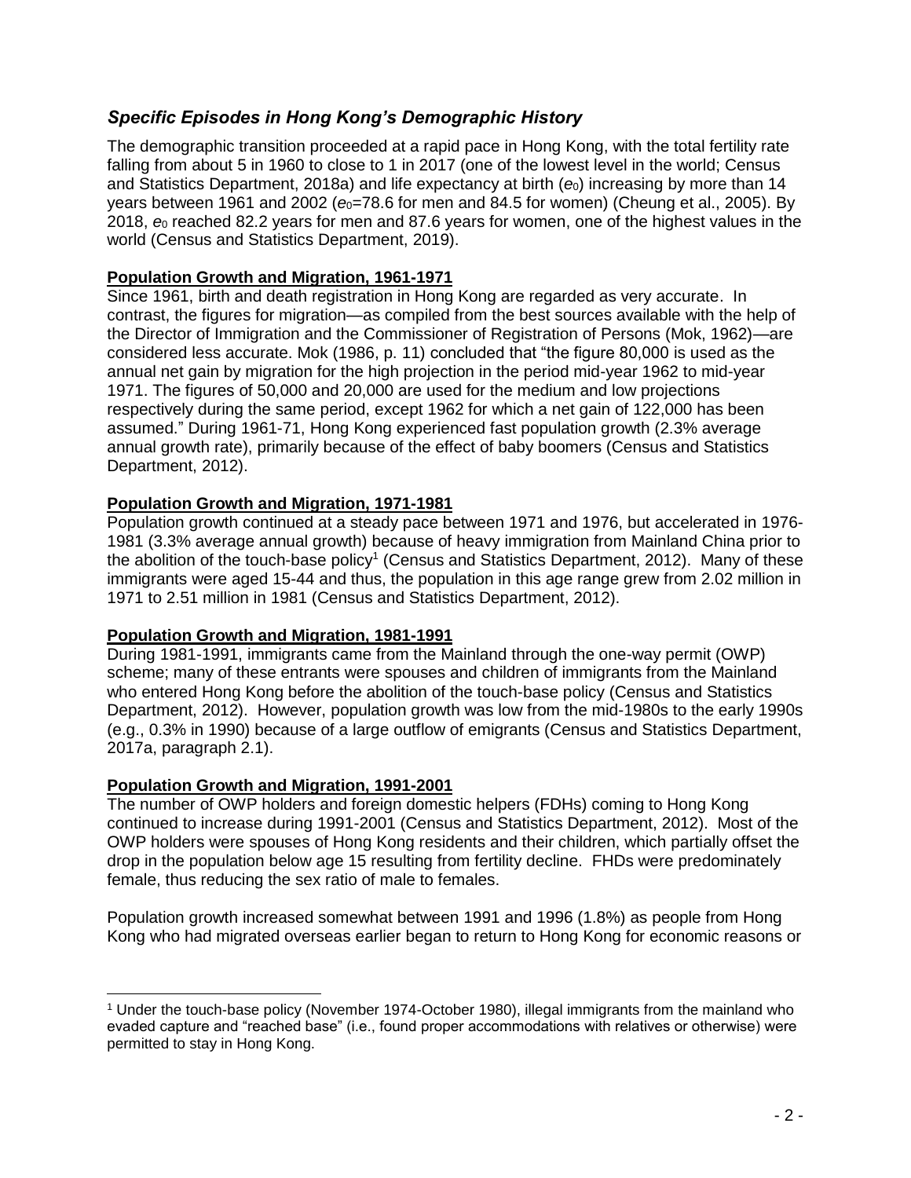## *Specific Episodes in Hong Kong's Demographic History*

The demographic transition proceeded at a rapid pace in Hong Kong, with the total fertility rate falling from about 5 in 1960 to close to 1 in 2017 (one of the lowest level in the world; Census and Statistics Department, 2018a) and life expectancy at birth ($e_0$) increasing by more than 14 years between 1961 and 2002 ($e_0$=78.6 for men and 84.5 for women) (Cheung et al., 2005). By 2018, $e_0$ reached 82.2 years for men and 87.6 years for women, one of the highest values in the world (Census and Statistics Department, 2019).

### Population Growth and Migration, 1961-1971

Since 1961, birth and death registration in Hong Kong are regarded as very accurate. In contrast, the figures for migration—as compiled from the best sources available with the help of the Director of Immigration and the Commissioner of Registration of Persons (Mok, 1962)—are considered less accurate. Mok (1986, p. 11) concluded that "the figure 80,000 is used as the annual net gain by migration for the high projection in the period mid-year 1962 to mid-year 1971. The figures of 50,000 and 20,000 are used for the medium and low projections respectively during the same period, except 1962 for which a net gain of 122,000 has been assumed." During 1961-71, Hong Kong experienced fast population growth (2.3% average annual growth rate), primarily because of the effect of baby boomers (Census and Statistics Department, 2012).

### Population Growth and Migration, 1971-1981

Population growth continued at a steady pace between 1971 and 1976, but accelerated in 1976-1981 (3.3% average annual growth) because of heavy immigration from Mainland China prior to the abolition of the touch-base policy[1] (Census and Statistics Department, 2012). Many of these immigrants were aged 15-44 and thus, the population in this age range grew from 2.02 million in 1971 to 2.51 million in 1981 (Census and Statistics Department, 2012).

### Population Growth and Migration, 1981-1991

During 1981-1991, immigrants came from the Mainland through the one-way permit (OWP) scheme; many of these entrants were spouses and children of immigrants from the Mainland who entered Hong Kong before the abolition of the touch-base policy (Census and Statistics Department, 2012). However, population growth was low from the mid-1980s to the early 1990s (e.g., 0.3% in 1990) because of a large outflow of emigrants (Census and Statistics Department, 2017a, paragraph 2.1).

### Population Growth and Migration, 1991-2001

The number of OWP holders and foreign domestic helpers (FDHs) coming to Hong Kong continued to increase during 1991-2001 (Census and Statistics Department, 2012). Most of the OWP holders were spouses of Hong Kong residents and their children, which partially offset the drop in the population below age 15 resulting from fertility decline. FHDs were predominately female, thus reducing the sex ratio of male to females.

Population growth increased somewhat between 1991 and 1996 (1.8%) as people from Hong Kong who had migrated overseas earlier began to return to Hong Kong for economic reasons or

---

[1] Under the touch-base policy (November 1974-October 1980), illegal immigrants from the mainland who evaded capture and "reached base" (i.e., found proper accommodations with relatives or otherwise) were permitted to stay in Hong Kong.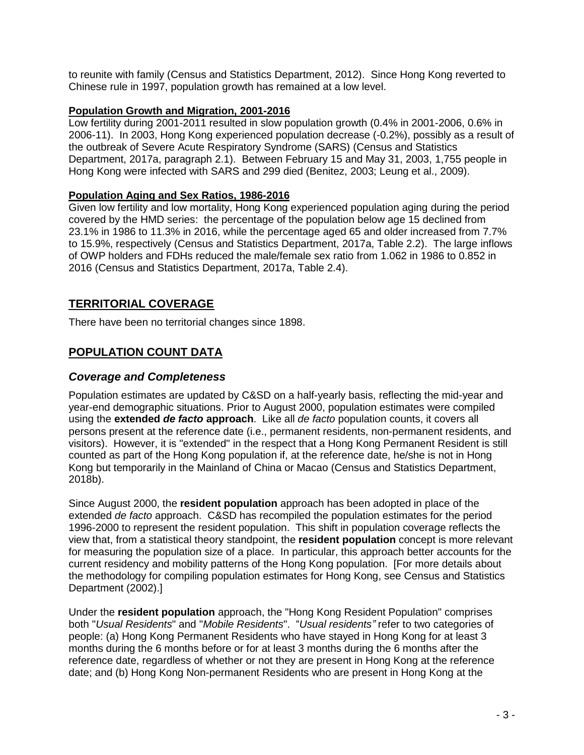to reunite with family (Census and Statistics Department, 2012). Since Hong Kong reverted to Chinese rule in 1997, population growth has remained at a low level.

**Population Growth and Migration, 2001-2016**

Low fertility during 2001-2011 resulted in slow population growth (0.4% in 2001-2006, 0.6% in 2006-11). In 2003, Hong Kong experienced population decrease (-0.2%), possibly as a result of the outbreak of Severe Acute Respiratory Syndrome (SARS) (Census and Statistics Department, 2017a, paragraph 2.1). Between February 15 and May 31, 2003, 1,755 people in Hong Kong were infected with SARS and 299 died (Benitez, 2003; Leung et al., 2009).

**Population Aging and Sex Ratios, 1986-2016**

Given low fertility and low mortality, Hong Kong experienced population aging during the period covered by the HMD series: the percentage of the population below age 15 declined from 23.1% in 1986 to 11.3% in 2016, while the percentage aged 65 and older increased from 7.7% to 15.9%, respectively (Census and Statistics Department, 2017a, Table 2.2). The large inflows of OWP holders and FDHs reduced the male/female sex ratio from 1.062 in 1986 to 0.852 in 2016 (Census and Statistics Department, 2017a, Table 2.4).

## TERRITORIAL COVERAGE

There have been no territorial changes since 1898.

## POPULATION COUNT DATA

### *Coverage and Completeness*

Population estimates are updated by C&SD on a half-yearly basis, reflecting the mid-year and year-end demographic situations. Prior to August 2000, population estimates were compiled using the **extended *de facto* approach**. Like all *de facto* population counts, it covers all persons present at the reference date (i.e., permanent residents, non-permanent residents, and visitors). However, it is "extended" in the respect that a Hong Kong Permanent Resident is still counted as part of the Hong Kong population if, at the reference date, he/she is not in Hong Kong but temporarily in the Mainland of China or Macao (Census and Statistics Department, 2018b).

Since August 2000, the **resident population** approach has been adopted in place of the extended *de facto* approach. C&SD has recompiled the population estimates for the period 1996-2000 to represent the resident population. This shift in population coverage reflects the view that, from a statistical theory standpoint, the **resident population** concept is more relevant for measuring the population size of a place. In particular, this approach better accounts for the current residency and mobility patterns of the Hong Kong population. [For more details about the methodology for compiling population estimates for Hong Kong, see Census and Statistics Department (2002).]

Under the **resident population** approach, the "Hong Kong Resident Population" comprises both "*Usual Residents*" and "*Mobile Residents*". "*Usual residents"* refer to two categories of people: (a) Hong Kong Permanent Residents who have stayed in Hong Kong for at least 3 months during the 6 months before or for at least 3 months during the 6 months after the reference date, regardless of whether or not they are present in Hong Kong at the reference date; and (b) Hong Kong Non-permanent Residents who are present in Hong Kong at the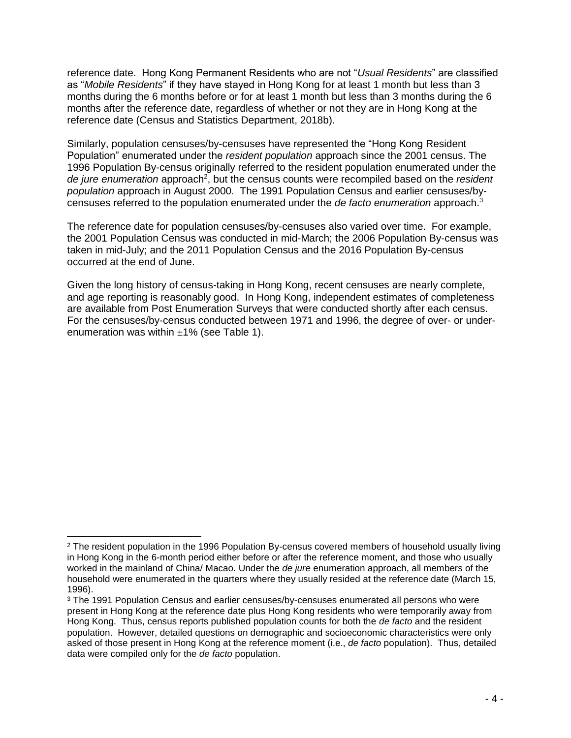reference date. Hong Kong Permanent Residents who are not "*Usual Residents*" are classified as "*Mobile Residents*" if they have stayed in Hong Kong for at least 1 month but less than 3 months during the 6 months before or for at least 1 month but less than 3 months during the 6 months after the reference date, regardless of whether or not they are in Hong Kong at the reference date (Census and Statistics Department, 2018b).

Similarly, population censuses/by-censuses have represented the "Hong Kong Resident Population" enumerated under the *resident population* approach since the 2001 census. The 1996 Population By-census originally referred to the resident population enumerated under the *de jure enumeration* approach[2], but the census counts were recompiled based on the *resident population* approach in August 2000. The 1991 Population Census and earlier censuses/by-censuses referred to the population enumerated under the *de facto enumeration* approach.[3]

The reference date for population censuses/by-censuses also varied over time. For example, the 2001 Population Census was conducted in mid-March; the 2006 Population By-census was taken in mid-July; and the 2011 Population Census and the 2016 Population By-census occurred at the end of June.

Given the long history of census-taking in Hong Kong, recent censuses are nearly complete, and age reporting is reasonably good. In Hong Kong, independent estimates of completeness are available from Post Enumeration Surveys that were conducted shortly after each census. For the censuses/by-census conducted between 1971 and 1996, the degree of over- or under-enumeration was within ±1% (see Table 1).

---

[2] The resident population in the 1996 Population By-census covered members of household usually living in Hong Kong in the 6-month period either before or after the reference moment, and those who usually worked in the mainland of China/ Macao. Under the *de jure* enumeration approach, all members of the household were enumerated in the quarters where they usually resided at the reference date (March 15, 1996).

[3] The 1991 Population Census and earlier censuses/by-censuses enumerated all persons who were present in Hong Kong at the reference date plus Hong Kong residents who were temporarily away from Hong Kong. Thus, census reports published population counts for both the *de facto* and the resident population. However, detailed questions on demographic and socioeconomic characteristics were only asked of those present in Hong Kong at the reference moment (i.e., *de facto* population). Thus, detailed data were compiled only for the *de facto* population.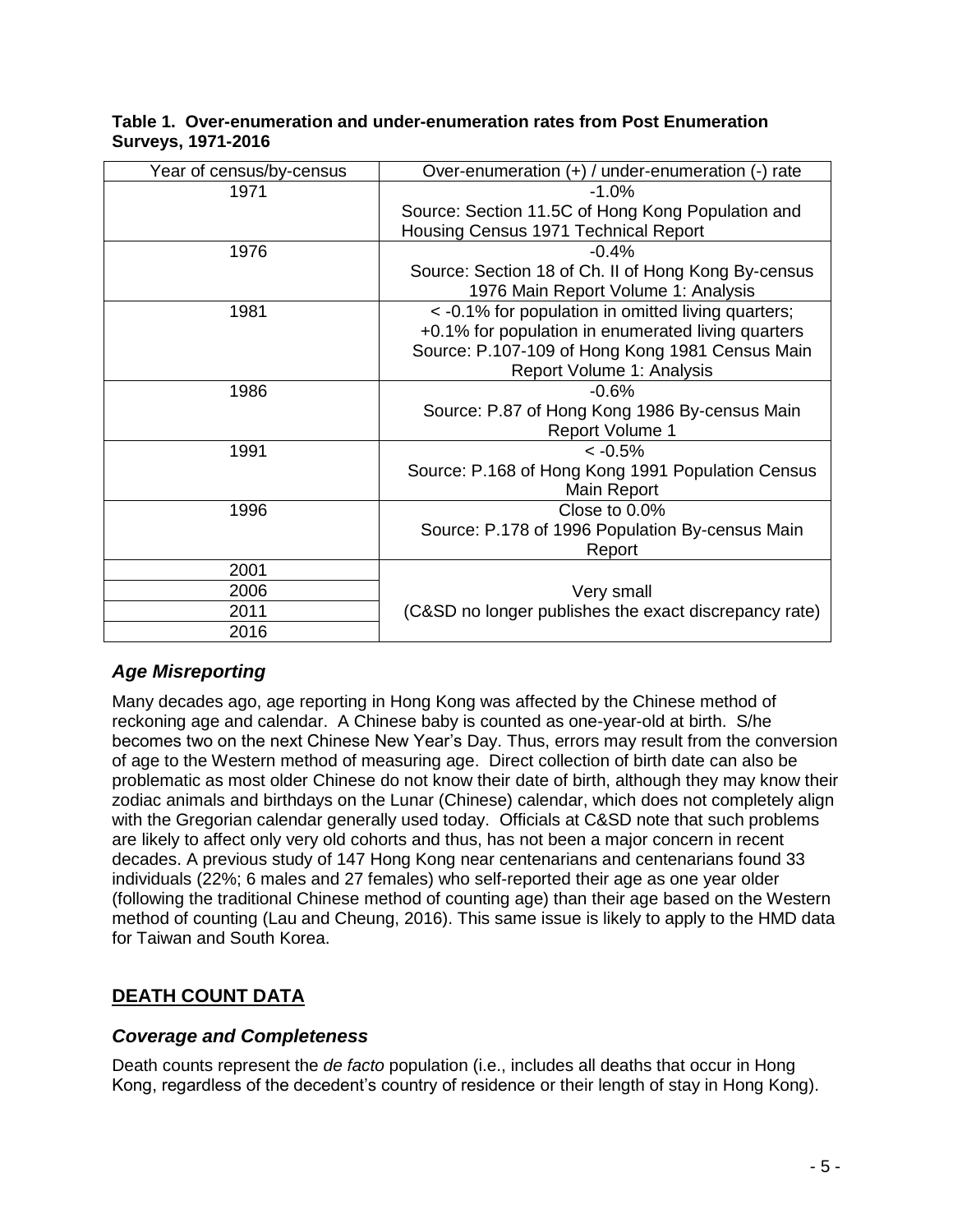**Table 1. Over-enumeration and under-enumeration rates from Post Enumeration Surveys, 1971-2016**

| Year of census/by-census | Over-enumeration (+) / under-enumeration (-) rate |
|---|---|
| 1971 | -1.0%<br>Source: Section 11.5C of Hong Kong Population and Housing Census 1971 Technical Report |
| 1976 | -0.4%<br>Source: Section 18 of Ch. II of Hong Kong By-census 1976 Main Report Volume 1: Analysis |
| 1981 | < -0.1% for population in omitted living quarters;<br>+0.1% for population in enumerated living quarters<br>Source: P.107-109 of Hong Kong 1981 Census Main Report Volume 1: Analysis |
| 1986 | -0.6%<br>Source: P.87 of Hong Kong 1986 By-census Main Report Volume 1 |
| 1991 | < -0.5%<br>Source: P.168 of Hong Kong 1991 Population Census Main Report |
| 1996 | Close to 0.0%<br>Source: P.178 of 1996 Population By-census Main Report |
| 2001 | Very small<br>(C&SD no longer publishes the exact discrepancy rate) |
| 2006 | |
| 2011 | |
| 2016 | |

### *Age Misreporting*

Many decades ago, age reporting in Hong Kong was affected by the Chinese method of reckoning age and calendar. A Chinese baby is counted as one-year-old at birth. S/he becomes two on the next Chinese New Year's Day. Thus, errors may result from the conversion of age to the Western method of measuring age. Direct collection of birth date can also be problematic as most older Chinese do not know their date of birth, although they may know their zodiac animals and birthdays on the Lunar (Chinese) calendar, which does not completely align with the Gregorian calendar generally used today. Officials at C&SD note that such problems are likely to affect only very old cohorts and thus, has not been a major concern in recent decades. A previous study of 147 Hong Kong near centenarians and centenarians found 33 individuals (22%; 6 males and 27 females) who self-reported their age as one year older (following the traditional Chinese method of counting age) than their age based on the Western method of counting (Lau and Cheung, 2016). This same issue is likely to apply to the HMD data for Taiwan and South Korea.

## **DEATH COUNT DATA**

### *Coverage and Completeness*

Death counts represent the *de facto* population (i.e., includes all deaths that occur in Hong Kong, regardless of the decedent's country of residence or their length of stay in Hong Kong).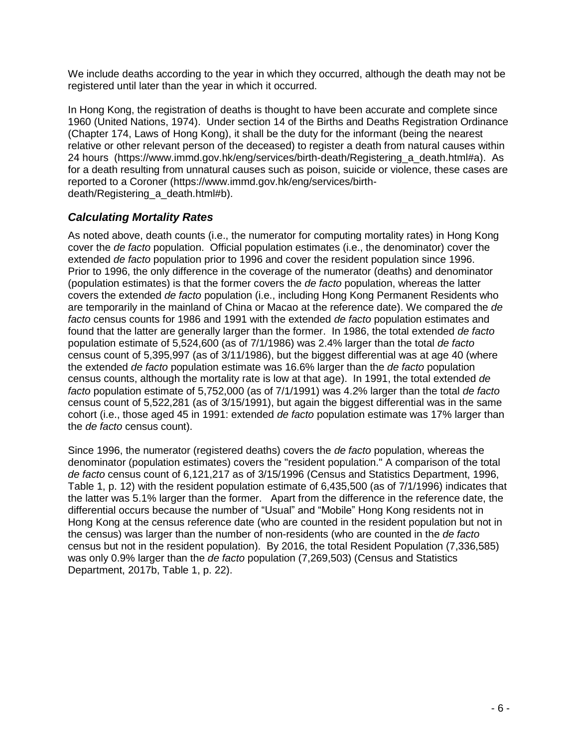We include deaths according to the year in which they occurred, although the death may not be registered until later than the year in which it occurred.

In Hong Kong, the registration of deaths is thought to have been accurate and complete since 1960 (United Nations, 1974). Under section 14 of the Births and Deaths Registration Ordinance (Chapter 174, Laws of Hong Kong), it shall be the duty for the informant (being the nearest relative or other relevant person of the deceased) to register a death from natural causes within 24 hours (https://www.immd.gov.hk/eng/services/birth-death/Registering_a_death.html#a). As for a death resulting from unnatural causes such as poison, suicide or violence, these cases are reported to a Coroner (https://www.immd.gov.hk/eng/services/birth-death/Registering_a_death.html#b).

### *Calculating Mortality Rates*

As noted above, death counts (i.e., the numerator for computing mortality rates) in Hong Kong cover the *de facto* population. Official population estimates (i.e., the denominator) cover the extended *de facto* population prior to 1996 and cover the resident population since 1996. Prior to 1996, the only difference in the coverage of the numerator (deaths) and denominator (population estimates) is that the former covers the *de facto* population, whereas the latter covers the extended *de facto* population (i.e., including Hong Kong Permanent Residents who are temporarily in the mainland of China or Macao at the reference date). We compared the *de facto* census counts for 1986 and 1991 with the extended *de facto* population estimates and found that the latter are generally larger than the former. In 1986, the total extended *de facto* population estimate of 5,524,600 (as of 7/1/1986) was 2.4% larger than the total *de facto* census count of 5,395,997 (as of 3/11/1986), but the biggest differential was at age 40 (where the extended *de facto* population estimate was 16.6% larger than the *de facto* population census counts, although the mortality rate is low at that age). In 1991, the total extended *de facto* population estimate of 5,752,000 (as of 7/1/1991) was 4.2% larger than the total *de facto* census count of 5,522,281 (as of 3/15/1991), but again the biggest differential was in the same cohort (i.e., those aged 45 in 1991: extended *de facto* population estimate was 17% larger than the *de facto* census count).

Since 1996, the numerator (registered deaths) covers the *de facto* population, whereas the denominator (population estimates) covers the "resident population." A comparison of the total *de facto* census count of 6,121,217 as of 3/15/1996 (Census and Statistics Department, 1996, Table 1, p. 12) with the resident population estimate of 6,435,500 (as of 7/1/1996) indicates that the latter was 5.1% larger than the former. Apart from the difference in the reference date, the differential occurs because the number of "Usual" and "Mobile" Hong Kong residents not in Hong Kong at the census reference date (who are counted in the resident population but not in the census) was larger than the number of non-residents (who are counted in the *de facto* census but not in the resident population). By 2016, the total Resident Population (7,336,585) was only 0.9% larger than the *de facto* population (7,269,503) (Census and Statistics Department, 2017b, Table 1, p. 22).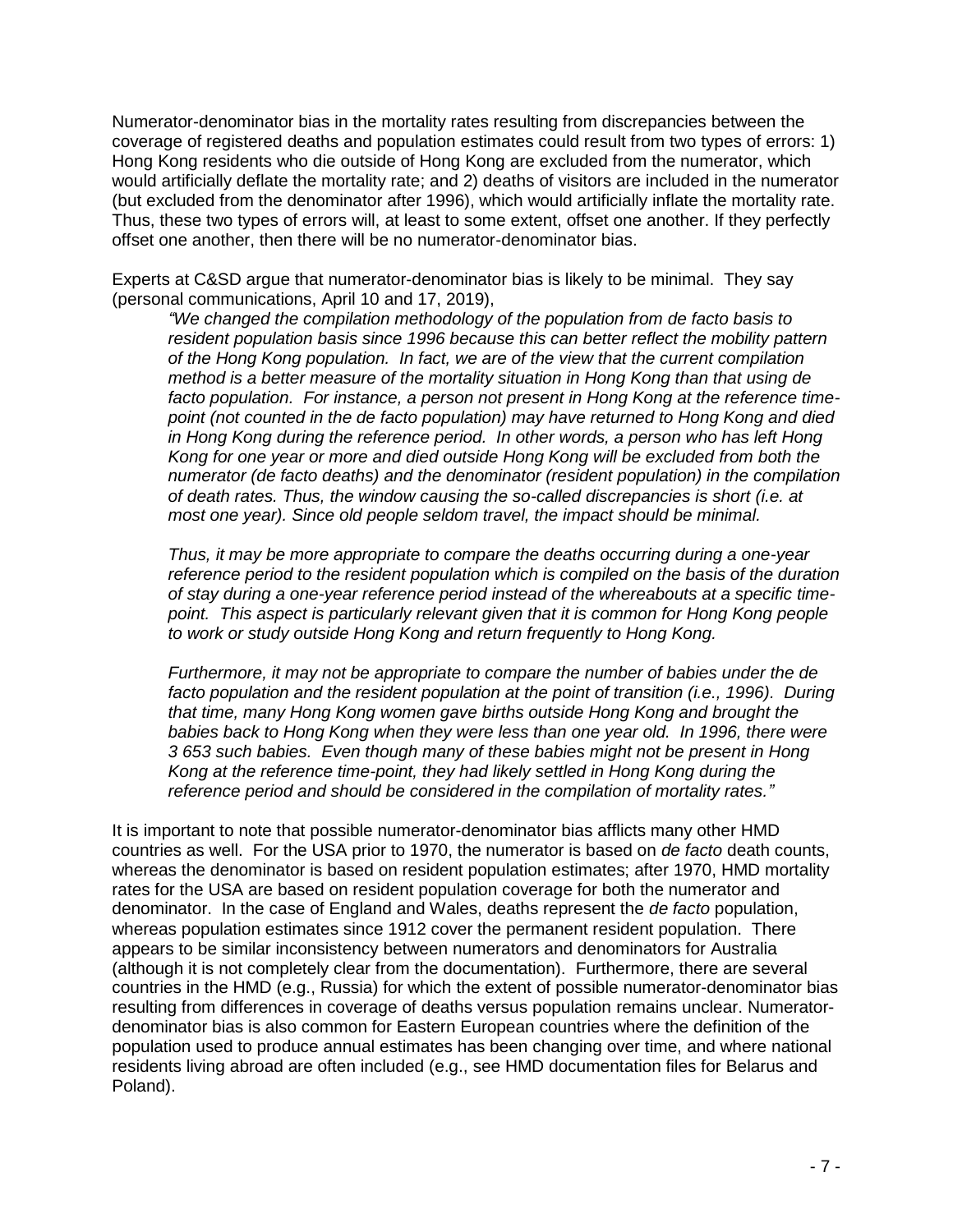Numerator-denominator bias in the mortality rates resulting from discrepancies between the coverage of registered deaths and population estimates could result from two types of errors: 1) Hong Kong residents who die outside of Hong Kong are excluded from the numerator, which would artificially deflate the mortality rate; and 2) deaths of visitors are included in the numerator (but excluded from the denominator after 1996), which would artificially inflate the mortality rate. Thus, these two types of errors will, at least to some extent, offset one another. If they perfectly offset one another, then there will be no numerator-denominator bias.

Experts at C&SD argue that numerator-denominator bias is likely to be minimal. They say (personal communications, April 10 and 17, 2019),

> *"We changed the compilation methodology of the population from de facto basis to resident population basis since 1996 because this can better reflect the mobility pattern of the Hong Kong population. In fact, we are of the view that the current compilation method is a better measure of the mortality situation in Hong Kong than that using de facto population. For instance, a person not present in Hong Kong at the reference time-point (not counted in the de facto population) may have returned to Hong Kong and died in Hong Kong during the reference period. In other words, a person who has left Hong Kong for one year or more and died outside Hong Kong will be excluded from both the numerator (de facto deaths) and the denominator (resident population) in the compilation of death rates. Thus, the window causing the so-called discrepancies is short (i.e. at most one year). Since old people seldom travel, the impact should be minimal.*
>
> *Thus, it may be more appropriate to compare the deaths occurring during a one-year reference period to the resident population which is compiled on the basis of the duration of stay during a one-year reference period instead of the whereabouts at a specific time-point. This aspect is particularly relevant given that it is common for Hong Kong people to work or study outside Hong Kong and return frequently to Hong Kong.*
>
> *Furthermore, it may not be appropriate to compare the number of babies under the de facto population and the resident population at the point of transition (i.e., 1996). During that time, many Hong Kong women gave births outside Hong Kong and brought the babies back to Hong Kong when they were less than one year old. In 1996, there were 3 653 such babies. Even though many of these babies might not be present in Hong Kong at the reference time-point, they had likely settled in Hong Kong during the reference period and should be considered in the compilation of mortality rates."*

It is important to note that possible numerator-denominator bias afflicts many other HMD countries as well. For the USA prior to 1970, the numerator is based on *de facto* death counts, whereas the denominator is based on resident population estimates; after 1970, HMD mortality rates for the USA are based on resident population coverage for both the numerator and denominator. In the case of England and Wales, deaths represent the *de facto* population, whereas population estimates since 1912 cover the permanent resident population. There appears to be similar inconsistency between numerators and denominators for Australia (although it is not completely clear from the documentation). Furthermore, there are several countries in the HMD (e.g., Russia) for which the extent of possible numerator-denominator bias resulting from differences in coverage of deaths versus population remains unclear. Numerator-denominator bias is also common for Eastern European countries where the definition of the population used to produce annual estimates has been changing over time, and where national residents living abroad are often included (e.g., see HMD documentation files for Belarus and Poland).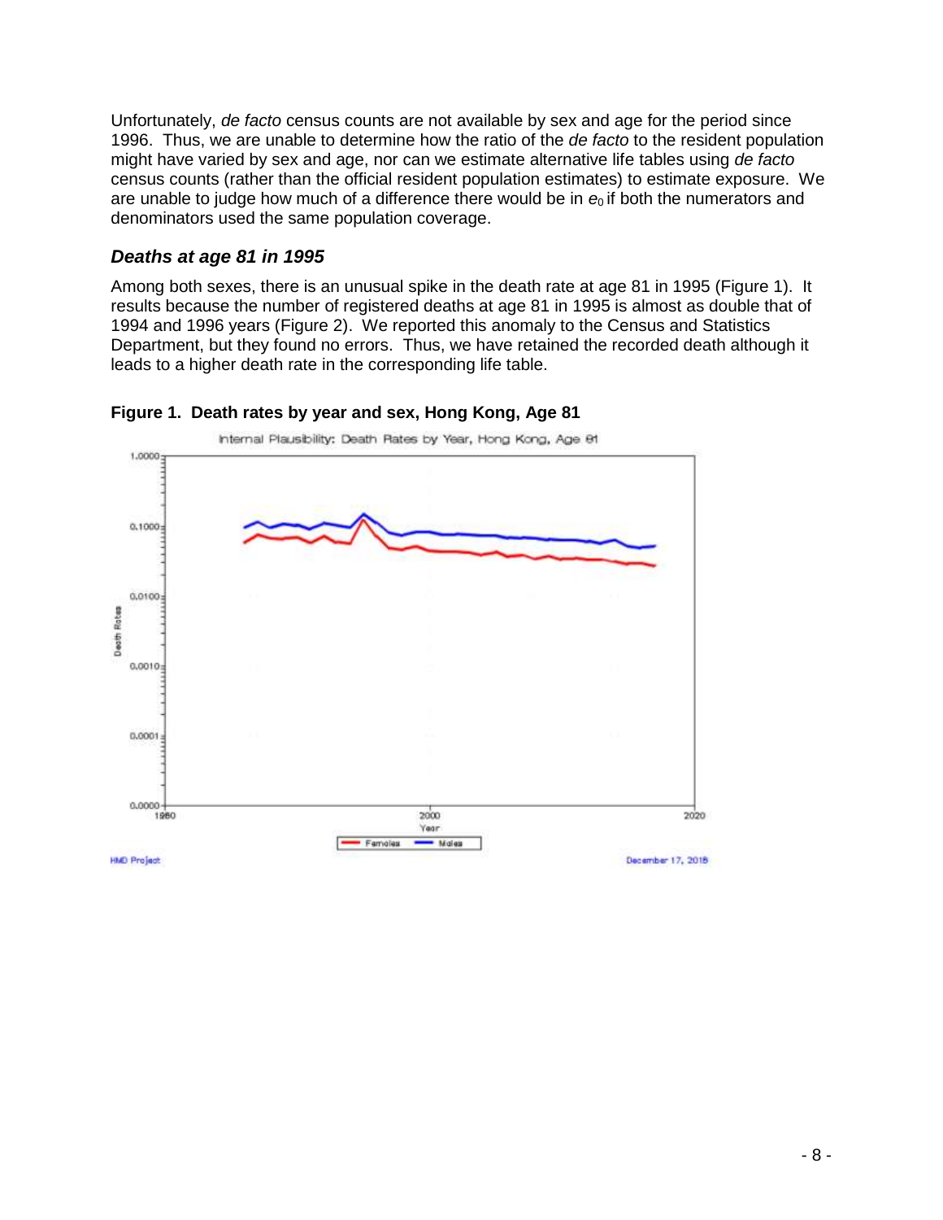Unfortunately, *de facto* census counts are not available by sex and age for the period since 1996. Thus, we are unable to determine how the ratio of the *de facto* to the resident population might have varied by sex and age, nor can we estimate alternative life tables using *de facto* census counts (rather than the official resident population estimates) to estimate exposure. We are unable to judge how much of a difference there would be in $e_0$ if both the numerators and denominators used the same population coverage.

### *Deaths at age 81 in 1995*

Among both sexes, there is an unusual spike in the death rate at age 81 in 1995 (Figure 1). It results because the number of registered deaths at age 81 in 1995 is almost as double that of 1994 and 1996 years (Figure 2). We reported this anomaly to the Census and Statistics Department, but they found no errors. Thus, we have retained the recorded death although it leads to a higher death rate in the corresponding life table.

**Figure 1. Death rates by year and sex, Hong Kong, Age 81**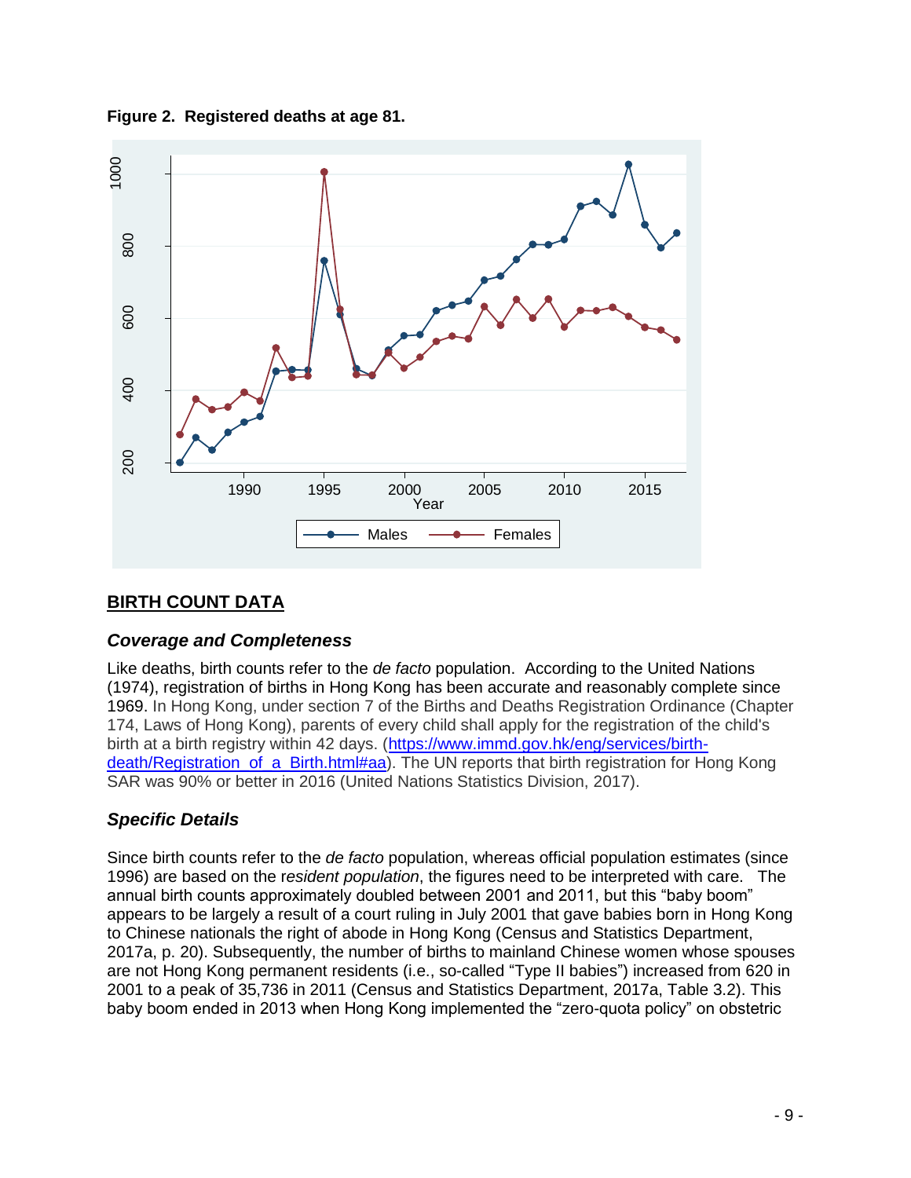**Figure 2. Registered deaths at age 81.**

## BIRTH COUNT DATA

### *Coverage and Completeness*

Like deaths, birth counts refer to the *de facto* population. According to the United Nations (1974), registration of births in Hong Kong has been accurate and reasonably complete since 1969. In Hong Kong, under section 7 of the Births and Deaths Registration Ordinance (Chapter 174, Laws of Hong Kong), parents of every child shall apply for the registration of the child's birth at a birth registry within 42 days. (https://www.immd.gov.hk/eng/services/birth-death/Registration_of_a_Birth.html#aa). The UN reports that birth registration for Hong Kong SAR was 90% or better in 2016 (United Nations Statistics Division, 2017).

### *Specific Details*

Since birth counts refer to the *de facto* population, whereas official population estimates (since 1996) are based on the r*esident population*, the figures need to be interpreted with care. The annual birth counts approximately doubled between 2001 and 2011, but this "baby boom" appears to be largely a result of a court ruling in July 2001 that gave babies born in Hong Kong to Chinese nationals the right of abode in Hong Kong (Census and Statistics Department, 2017a, p. 20). Subsequently, the number of births to mainland Chinese women whose spouses are not Hong Kong permanent residents (i.e., so-called "Type II babies") increased from 620 in 2001 to a peak of 35,736 in 2011 (Census and Statistics Department, 2017a, Table 3.2). This baby boom ended in 2013 when Hong Kong implemented the "zero-quota policy" on obstetric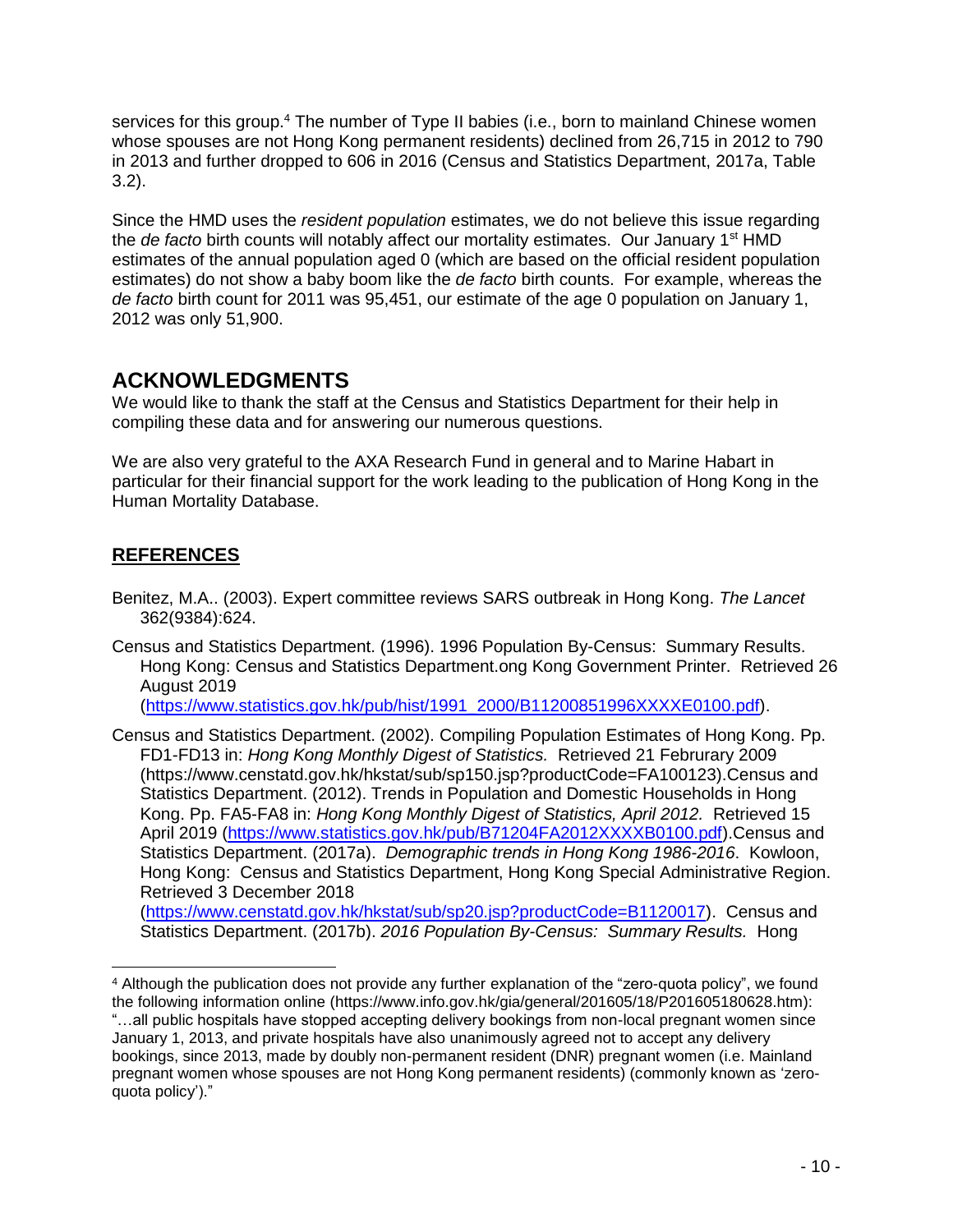services for this group.[4] The number of Type II babies (i.e., born to mainland Chinese women whose spouses are not Hong Kong permanent residents) declined from 26,715 in 2012 to 790 in 2013 and further dropped to 606 in 2016 (Census and Statistics Department, 2017a, Table 3.2).

Since the HMD uses the *resident population* estimates, we do not believe this issue regarding the *de facto* birth counts will notably affect our mortality estimates. Our January 1st HMD estimates of the annual population aged 0 (which are based on the official resident population estimates) do not show a baby boom like the *de facto* birth counts. For example, whereas the *de facto* birth count for 2011 was 95,451, our estimate of the age 0 population on January 1, 2012 was only 51,900.

## ACKNOWLEDGMENTS

We would like to thank the staff at the Census and Statistics Department for their help in compiling these data and for answering our numerous questions.

We are also very grateful to the AXA Research Fund in general and to Marine Habart in particular for their financial support for the work leading to the publication of Hong Kong in the Human Mortality Database.

## REFERENCES

Benitez, M.A.. (2003). Expert committee reviews SARS outbreak in Hong Kong. *The Lancet* 362(9384):624.

Census and Statistics Department. (1996). 1996 Population By-Census: Summary Results. Hong Kong: Census and Statistics Department.ong Kong Government Printer. Retrieved 26 August 2019 (https://www.statistics.gov.hk/pub/hist/1991_2000/B11200851996XXXXE0100.pdf).

Census and Statistics Department. (2002). Compiling Population Estimates of Hong Kong. Pp. FD1-FD13 in: *Hong Kong Monthly Digest of Statistics.* Retrieved 21 Februrary 2009 (https://www.censtatd.gov.hk/hkstat/sub/sp150.jsp?productCode=FA100123).Census and Statistics Department. (2012). Trends in Population and Domestic Households in Hong Kong. Pp. FA5-FA8 in: *Hong Kong Monthly Digest of Statistics, April 2012.* Retrieved 15 April 2019 (https://www.statistics.gov.hk/pub/B71204FA2012XXXXB0100.pdf).Census and Statistics Department. (2017a). *Demographic trends in Hong Kong 1986-2016*. Kowloon, Hong Kong: Census and Statistics Department, Hong Kong Special Administrative Region. Retrieved 3 December 2018 (https://www.censtatd.gov.hk/hkstat/sub/sp20.jsp?productCode=B1120017). Census and Statistics Department. (2017b). *2016 Population By-Census: Summary Results.* Hong

[4] Although the publication does not provide any further explanation of the "zero-quota policy", we found the following information online (https://www.info.gov.hk/gia/general/201605/18/P201605180628.htm): "…all public hospitals have stopped accepting delivery bookings from non-local pregnant women since January 1, 2013, and private hospitals have also unanimously agreed not to accept any delivery bookings, since 2013, made by doubly non-permanent resident (DNR) pregnant women (i.e. Mainland pregnant women whose spouses are not Hong Kong permanent residents) (commonly known as 'zero-quota policy')."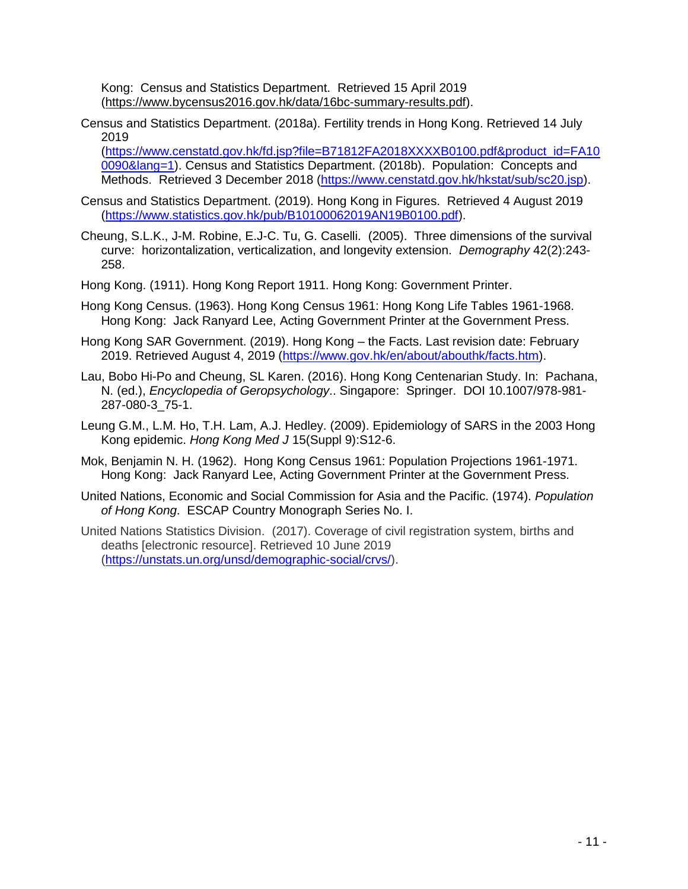Kong: Census and Statistics Department. Retrieved 15 April 2019 (https://www.bycensus2016.gov.hk/data/16bc-summary-results.pdf).

Census and Statistics Department. (2018a). Fertility trends in Hong Kong. Retrieved 14 July 2019 (https://www.censtatd.gov.hk/fd.jsp?file=B71812FA2018XXXXB0100.pdf&product_id=FA100090&lang=1). Census and Statistics Department. (2018b). Population: Concepts and Methods. Retrieved 3 December 2018 (https://www.censtatd.gov.hk/hkstat/sub/sc20.jsp).

Census and Statistics Department. (2019). Hong Kong in Figures. Retrieved 4 August 2019 (https://www.statistics.gov.hk/pub/B10100062019AN19B0100.pdf).

Cheung, S.L.K., J-M. Robine, E.J-C. Tu, G. Caselli. (2005). Three dimensions of the survival curve: horizontalization, verticalization, and longevity extension. *Demography* 42(2):243-258.

Hong Kong. (1911). Hong Kong Report 1911. Hong Kong: Government Printer.

Hong Kong Census. (1963). Hong Kong Census 1961: Hong Kong Life Tables 1961-1968. Hong Kong: Jack Ranyard Lee, Acting Government Printer at the Government Press.

Hong Kong SAR Government. (2019). Hong Kong – the Facts. Last revision date: February 2019. Retrieved August 4, 2019 (https://www.gov.hk/en/about/abouthk/facts.htm).

Lau, Bobo Hi-Po and Cheung, SL Karen. (2016). Hong Kong Centenarian Study. In: Pachana, N. (ed.), *Encyclopedia of Geropsychology*.. Singapore: Springer. DOI 10.1007/978-981-287-080-3_75-1.

Leung G.M., L.M. Ho, T.H. Lam, A.J. Hedley. (2009). Epidemiology of SARS in the 2003 Hong Kong epidemic. *Hong Kong Med J* 15(Suppl 9):S12-6.

Mok, Benjamin N. H. (1962). Hong Kong Census 1961: Population Projections 1961-1971. Hong Kong: Jack Ranyard Lee, Acting Government Printer at the Government Press.

United Nations, Economic and Social Commission for Asia and the Pacific. (1974). *Population of Hong Kong*. ESCAP Country Monograph Series No. I.

United Nations Statistics Division. (2017). Coverage of civil registration system, births and deaths [electronic resource]. Retrieved 10 June 2019 (https://unstats.un.org/unsd/demographic-social/crvs/).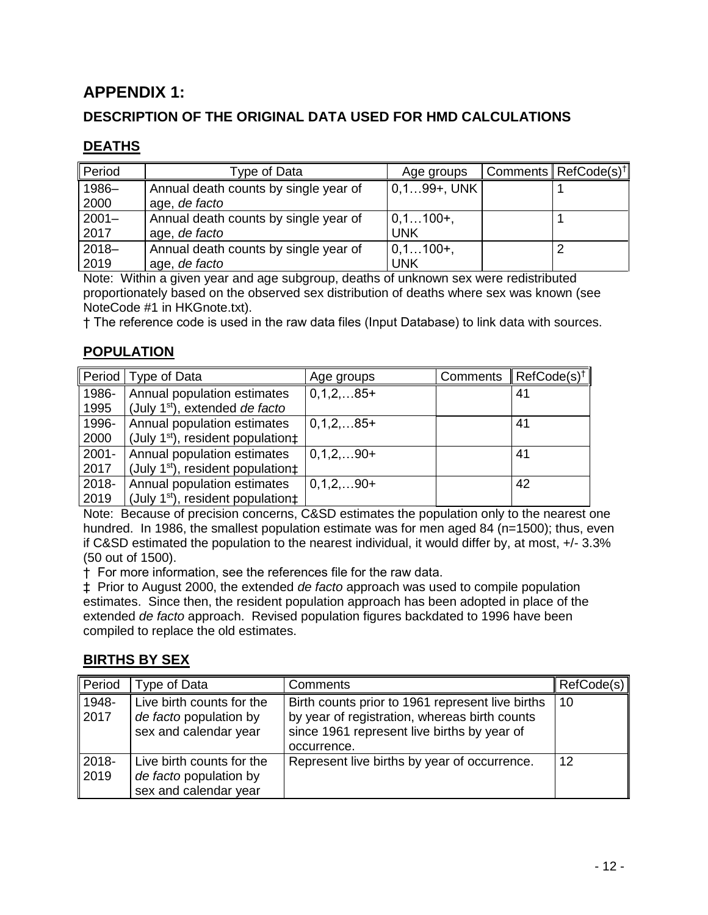# APPENDIX 1:

## DESCRIPTION OF THE ORIGINAL DATA USED FOR HMD CALCULATIONS

### DEATHS

| Period | Type of Data | Age groups | Comments | RefCode(s)† |
|---|---|---|---|---|
| 1986–2000 | Annual death counts by single year of age, *de facto* | 0,1…99+, UNK | | 1 |
| 2001–2017 | Annual death counts by single year of age, *de facto* | 0,1…100+, UNK | | 1 |
| 2018–2019 | Annual death counts by single year of age, *de facto* | 0,1…100+, UNK | | 2 |

Note: Within a given year and age subgroup, deaths of unknown sex were redistributed proportionately based on the observed sex distribution of deaths where sex was known (see NoteCode #1 in HKGnote.txt).

† The reference code is used in the raw data files (Input Database) to link data with sources.

### POPULATION

| Period | Type of Data | Age groups | Comments | RefCode(s)† |
|---|---|---|---|---|
| 1986-1995 | Annual population estimates (July 1st), extended *de facto* | 0,1,2,…85+ | | 41 |
| 1996-2000 | Annual population estimates (July 1st), resident population‡ | 0,1,2,…85+ | | 41 |
| 2001-2017 | Annual population estimates (July 1st), resident population‡ | 0,1,2,…90+ | | 41 |
| 2018-2019 | Annual population estimates (July 1st), resident population‡ | 0,1,2,…90+ | | 42 |

Note: Because of precision concerns, C&SD estimates the population only to the nearest one hundred. In 1986, the smallest population estimate was for men aged 84 (n=1500); thus, even if C&SD estimated the population to the nearest individual, it would differ by, at most, +/- 3.3% (50 out of 1500).

† For more information, see the references file for the raw data.

‡ Prior to August 2000, the extended *de facto* approach was used to compile population estimates. Since then, the resident population approach has been adopted in place of the extended *de facto* approach. Revised population figures backdated to 1996 have been compiled to replace the old estimates.

### BIRTHS BY SEX

| Period | Type of Data | Comments | RefCode(s) |
|---|---|---|---|
| 1948-2017 | Live birth counts for the *de facto* population by sex and calendar year | Birth counts prior to 1961 represent live births by year of registration, whereas birth counts since 1961 represent live births by year of occurrence. | 10 |
| 2018-2019 | Live birth counts for the *de facto* population by sex and calendar year | Represent live births by year of occurrence. | 12 |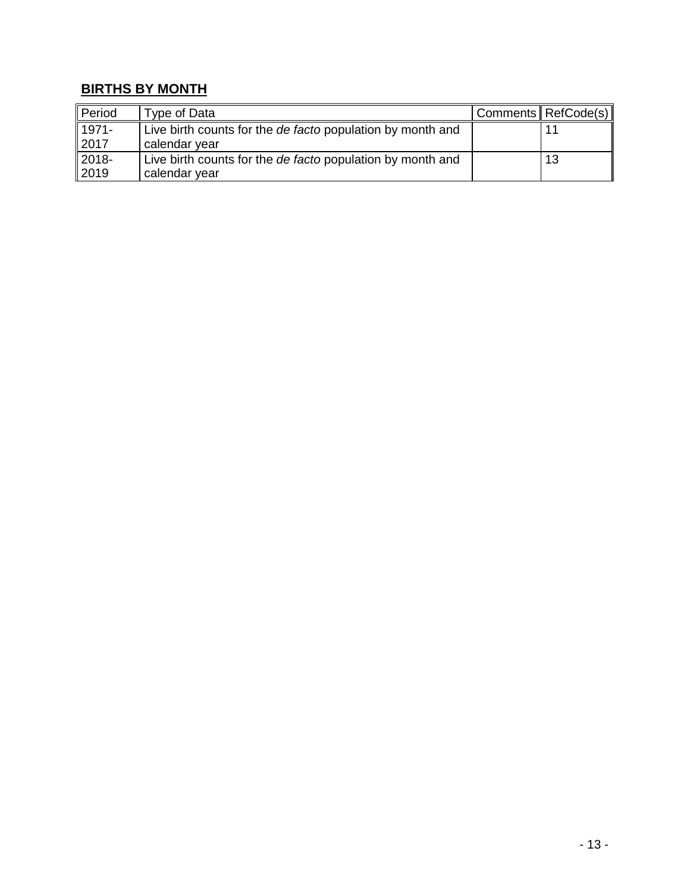## **BIRTHS BY MONTH**

| Period | Type of Data | Comments | RefCode(s) |
| --- | --- | --- | --- |
| 1971-2017 | Live birth counts for the *de facto* population by month and calendar year | | 11 |
| 2018-2019 | Live birth counts for the *de facto* population by month and calendar year | | 13 |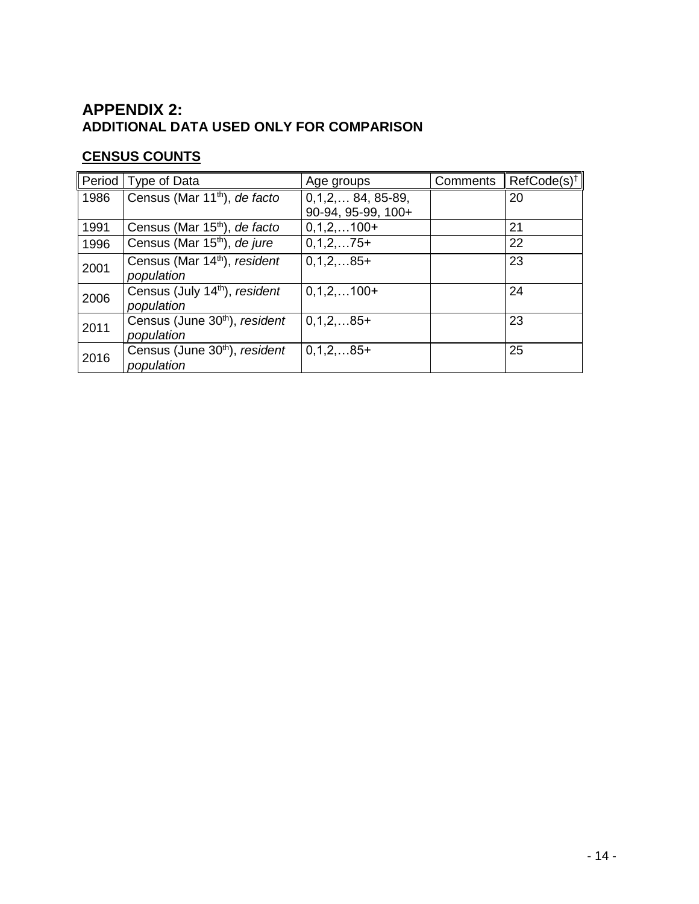# APPENDIX 2:
## ADDITIONAL DATA USED ONLY FOR COMPARISON

### CENSUS COUNTS

| Period | Type of Data | Age groups | Comments | RefCode(s)† |
|---|---|---|---|---|
| 1986 | Census (Mar 11th), *de facto* | 0,1,2,… 84, 85-89, 90-94, 95-99, 100+ | | 20 |
| 1991 | Census (Mar 15th), *de facto* | 0,1,2,…100+ | | 21 |
| 1996 | Census (Mar 15th), *de jure* | 0,1,2,…75+ | | 22 |
| 2001 | Census (Mar 14th), *resident population* | 0,1,2,…85+ | | 23 |
| 2006 | Census (July 14th), *resident population* | 0,1,2,…100+ | | 24 |
| 2011 | Census (June 30th), *resident population* | 0,1,2,…85+ | | 23 |
| 2016 | Census (June 30th), *resident population* | 0,1,2,…85+ | | 25 |